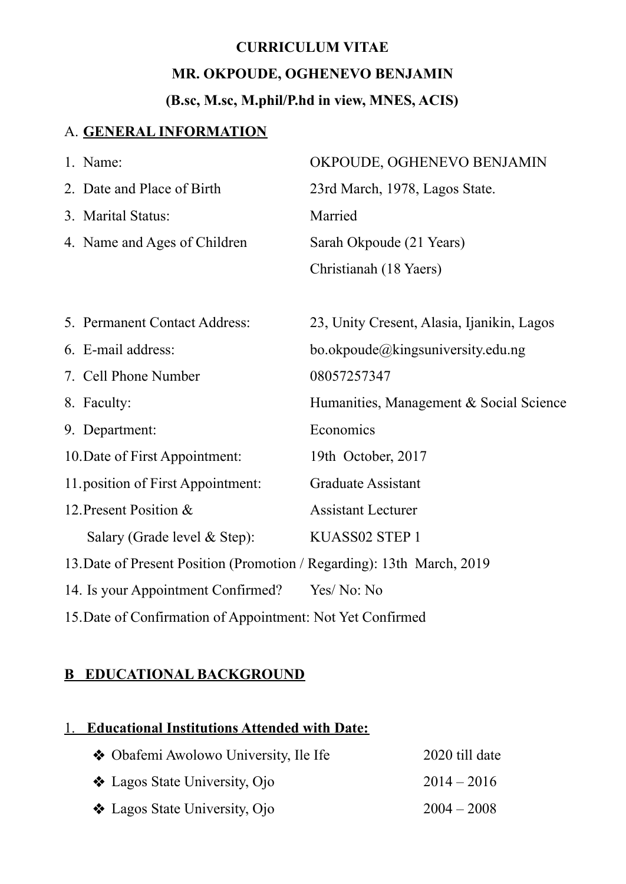# CURRICULUM VITAE

## MR. OKPOUDE, OGHENEVO BENJAMIN

### (B.sc, M.sc, M.phil/P.hd in view, MNES, ACIS)

A. **GENERAL INFORMATION**

| | |
|---|---|
| 1. Name: | OKPOUDE, OGHENEVO BENJAMIN |
| 2. Date and Place of Birth | 23rd March, 1978, Lagos State. |
| 3. Marital Status: | Married |
| 4. Name and Ages of Children | Sarah Okpoude (21 Years) |
| | Christianah (18 Yaers) |
| 5. Permanent Contact Address: | 23, Unity Cresent, Alasia, Ijanikin, Lagos |
| 6. E-mail address: | bo.okpoude@kingsuniversity.edu.ng |
| 7. Cell Phone Number | 08057257347 |
| 8. Faculty: | Humanities, Management & Social Science |
| 9. Department: | Economics |
| 10. Date of First Appointment: | 19th October, 2017 |
| 11. position of First Appointment: | Graduate Assistant |
| 12. Present Position & | Assistant Lecturer |
| Salary (Grade level & Step): | KUASS02 STEP 1 |

13. Date of Present Position (Promotion / Regarding): 13th March, 2019

14. Is your Appointment Confirmed? Yes/ No: No

15. Date of Confirmation of Appointment: Not Yet Confirmed

**B EDUCATIONAL BACKGROUND**

1. **Educational Institutions Attended with Date:**

- Obafemi Awolowo University, Ile Ife — 2020 till date
- Lagos State University, Ojo — 2014 – 2016
- Lagos State University, Ojo — 2004 – 2008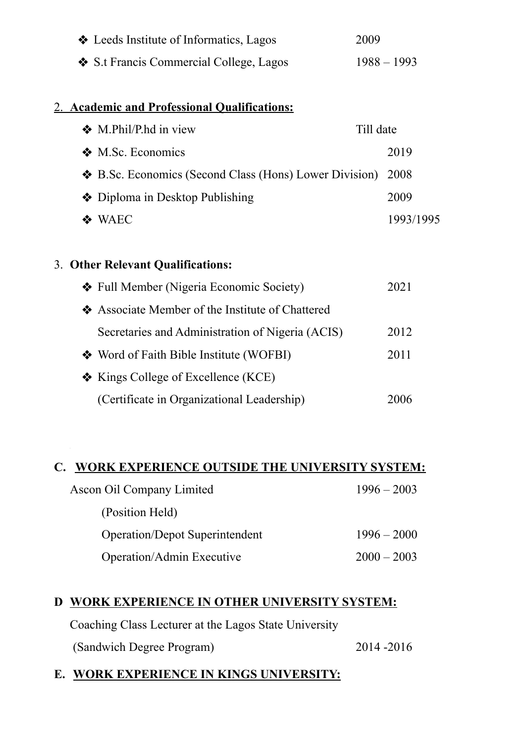- Leeds Institute of Informatics, Lagos 2009
- S.t Francis Commercial College, Lagos 1988 – 1993

2. **Academic and Professional Qualifications:**

- M.Phil/P.hd in view Till date
- M.Sc. Economics 2019
- B.Sc. Economics (Second Class (Hons) Lower Division) 2008
- Diploma in Desktop Publishing 2009
- WAEC 1993/1995

3. **Other Relevant Qualifications:**

- Full Member (Nigeria Economic Society) 2021
- Associate Member of the Institute of Chattered Secretaries and Administration of Nigeria (ACIS) 2012
- Word of Faith Bible Institute (WOFBI) 2011
- Kings College of Excellence (KCE) (Certificate in Organizational Leadership) 2006

## C. WORK EXPERIENCE OUTSIDE THE UNIVERSITY SYSTEM:

Ascon Oil Company Limited 1996 – 2003

(Position Held)

Operation/Depot Superintendent 1996 – 2000

Operation/Admin Executive 2000 – 2003

## D WORK EXPERIENCE IN OTHER UNIVERSITY SYSTEM:

Coaching Class Lecturer at the Lagos State University (Sandwich Degree Program) 2014 -2016

## E. WORK EXPERIENCE IN KINGS UNIVERSITY: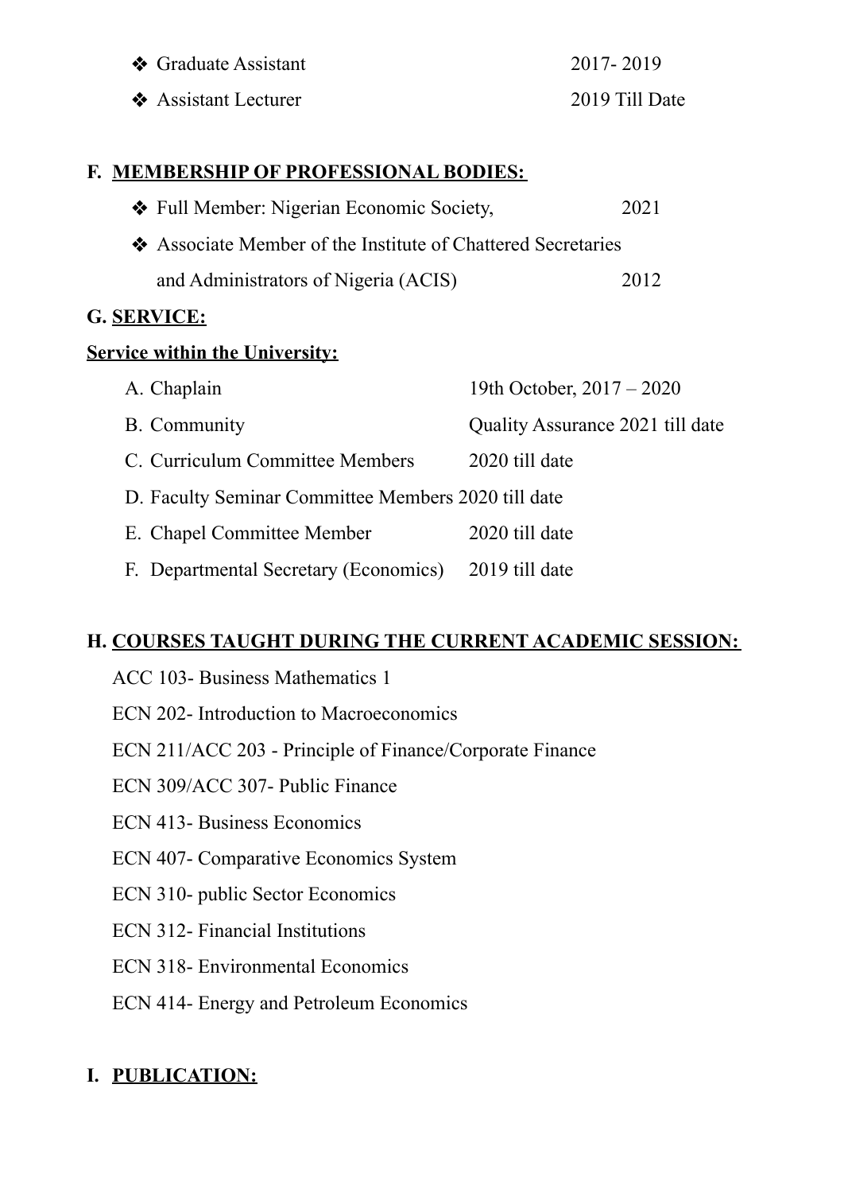- Graduate Assistant 2017- 2019
- Assistant Lecturer 2019 Till Date

## F. MEMBERSHIP OF PROFESSIONAL BODIES:

- Full Member: Nigerian Economic Society, 2021
- Associate Member of the Institute of Chattered Secretaries and Administrators of Nigeria (ACIS) 2012

## G. SERVICE:

**Service within the University:**

A. Chaplain 19th October, 2017 – 2020

B. Community Quality Assurance 2021 till date

C. Curriculum Committee Members 2020 till date

D. Faculty Seminar Committee Members 2020 till date

E. Chapel Committee Member 2020 till date

F. Departmental Secretary (Economics) 2019 till date

## H. COURSES TAUGHT DURING THE CURRENT ACADEMIC SESSION:

ACC 103- Business Mathematics 1

ECN 202- Introduction to Macroeconomics

ECN 211/ACC 203 - Principle of Finance/Corporate Finance

ECN 309/ACC 307- Public Finance

ECN 413- Business Economics

ECN 407- Comparative Economics System

ECN 310- public Sector Economics

ECN 312- Financial Institutions

ECN 318- Environmental Economics

ECN 414- Energy and Petroleum Economics

## I. PUBLICATION: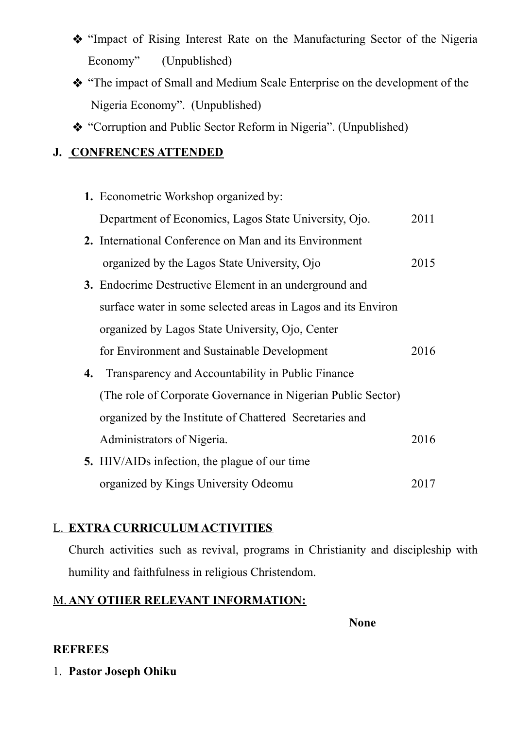- "Impact of Rising Interest Rate on the Manufacturing Sector of the Nigeria Economy" (Unpublished)
- "The impact of Small and Medium Scale Enterprise on the development of the Nigeria Economy". (Unpublished)
- "Corruption and Public Sector Reform in Nigeria". (Unpublished)

## J. CONFRENCES ATTENDED

1. **Econometric Workshop organized by:** Department of Economics, Lagos State University, Ojo. 2011
2. International Conference on Man and its Environment organized by the Lagos State University, Ojo 2015
3. Endocrime Destructive Element in an underground and surface water in some selected areas in Lagos and its Environ organized by Lagos State University, Ojo, Center for Environment and Sustainable Development 2016
4. Transparency and Accountability in Public Finance (The role of Corporate Governance in Nigerian Public Sector) organized by the Institute of Chattered Secretaries and Administrators of Nigeria. 2016
5. HIV/AIDs infection, the plague of our time organized by Kings University Odeomu 2017

## L. EXTRA CURRICULUM ACTIVITIES

Church activities such as revival, programs in Christianity and discipleship with humility and faithfulness in religious Christendom.

## M. ANY OTHER RELEVANT INFORMATION:

**None**

## REFREES

1. **Pastor Joseph Ohiku**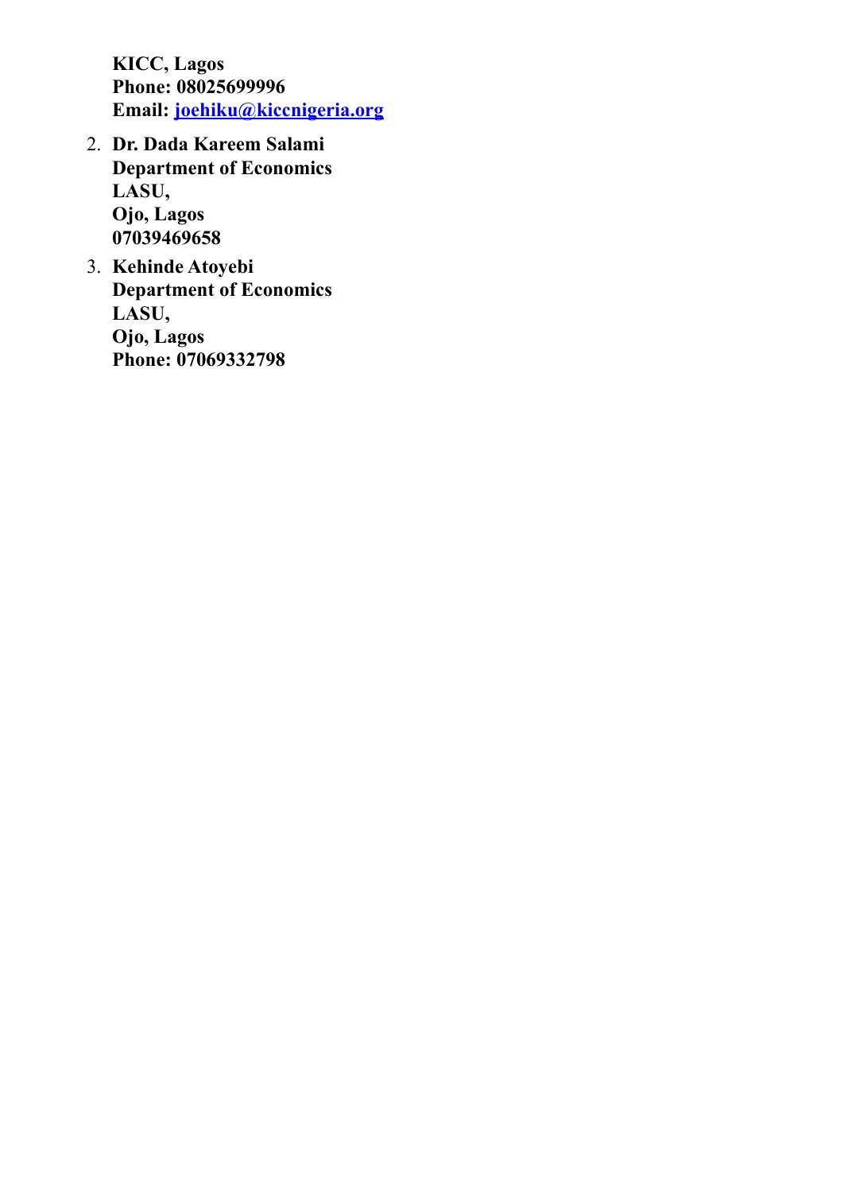**KICC, Lagos**
**Phone: 08025699996**
**Email: joehiku@kiccnigeria.org**

2. **Dr. Dada Kareem Salami**
   **Department of Economics**
   **LASU,**
   **Ojo, Lagos**
   **07039469658**

3. **Kehinde Atoyebi**
   **Department of Economics**
   **LASU,**
   **Ojo, Lagos**
   **Phone: 07069332798**